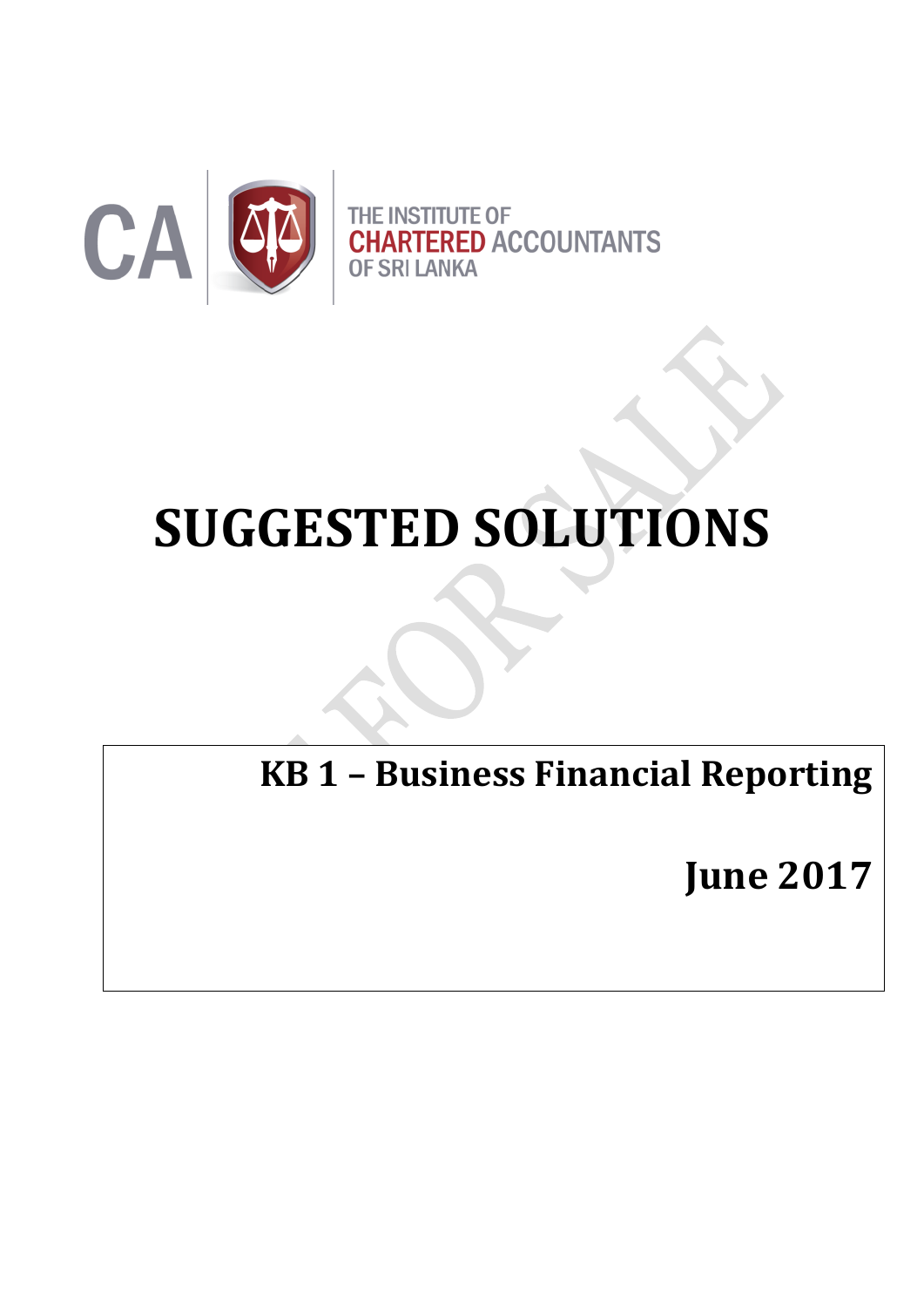CA

THE INSTITUTE OF CHARTERED ACCOUNTANTS OF SRI LANKA

# SUGGESTED SOLUTIONS

## KB 1 – Business Financial Reporting

## June 2017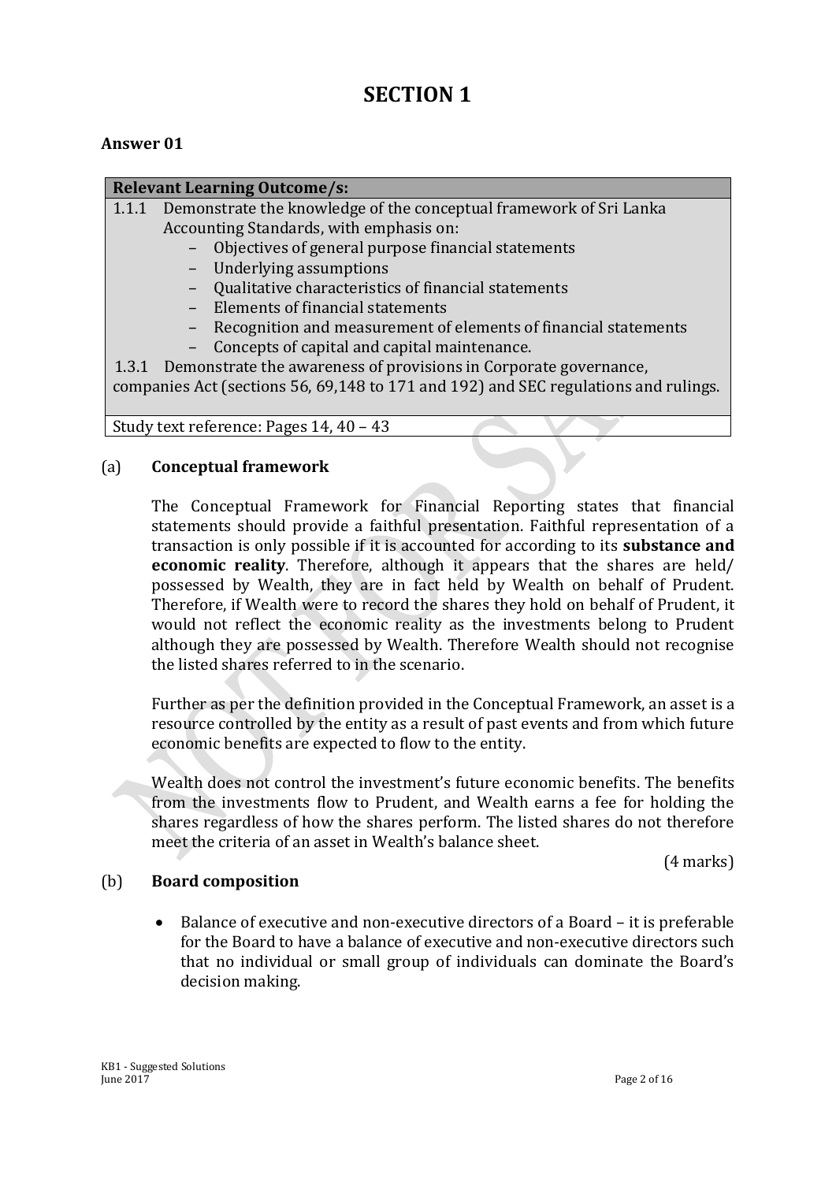# SECTION 1

## Answer 01

| Relevant Learning Outcome/s: |
|---|
| 1.1.1 Demonstrate the knowledge of the conceptual framework of Sri Lanka Accounting Standards, with emphasis on:<br>– Objectives of general purpose financial statements<br>– Underlying assumptions<br>– Qualitative characteristics of financial statements<br>– Elements of financial statements<br>– Recognition and measurement of elements of financial statements<br>– Concepts of capital and capital maintenance.<br>1.3.1 Demonstrate the awareness of provisions in Corporate governance, companies Act (sections 56, 69,148 to 171 and 192) and SEC regulations and rulings. |
| Study text reference: Pages 14, 40 – 43 |

(a) **Conceptual framework**

The Conceptual Framework for Financial Reporting states that financial statements should provide a faithful presentation. Faithful representation of a transaction is only possible if it is accounted for according to its **substance and economic reality**. Therefore, although it appears that the shares are held/ possessed by Wealth, they are in fact held by Wealth on behalf of Prudent. Therefore, if Wealth were to record the shares they hold on behalf of Prudent, it would not reflect the economic reality as the investments belong to Prudent although they are possessed by Wealth. Therefore Wealth should not recognise the listed shares referred to in the scenario.

Further as per the definition provided in the Conceptual Framework, an asset is a resource controlled by the entity as a result of past events and from which future economic benefits are expected to flow to the entity.

Wealth does not control the investment's future economic benefits. The benefits from the investments flow to Prudent, and Wealth earns a fee for holding the shares regardless of how the shares perform. The listed shares do not therefore meet the criteria of an asset in Wealth's balance sheet.

(4 marks)

(b) **Board composition**

- Balance of executive and non-executive directors of a Board – it is preferable for the Board to have a balance of executive and non-executive directors such that no individual or small group of individuals can dominate the Board's decision making.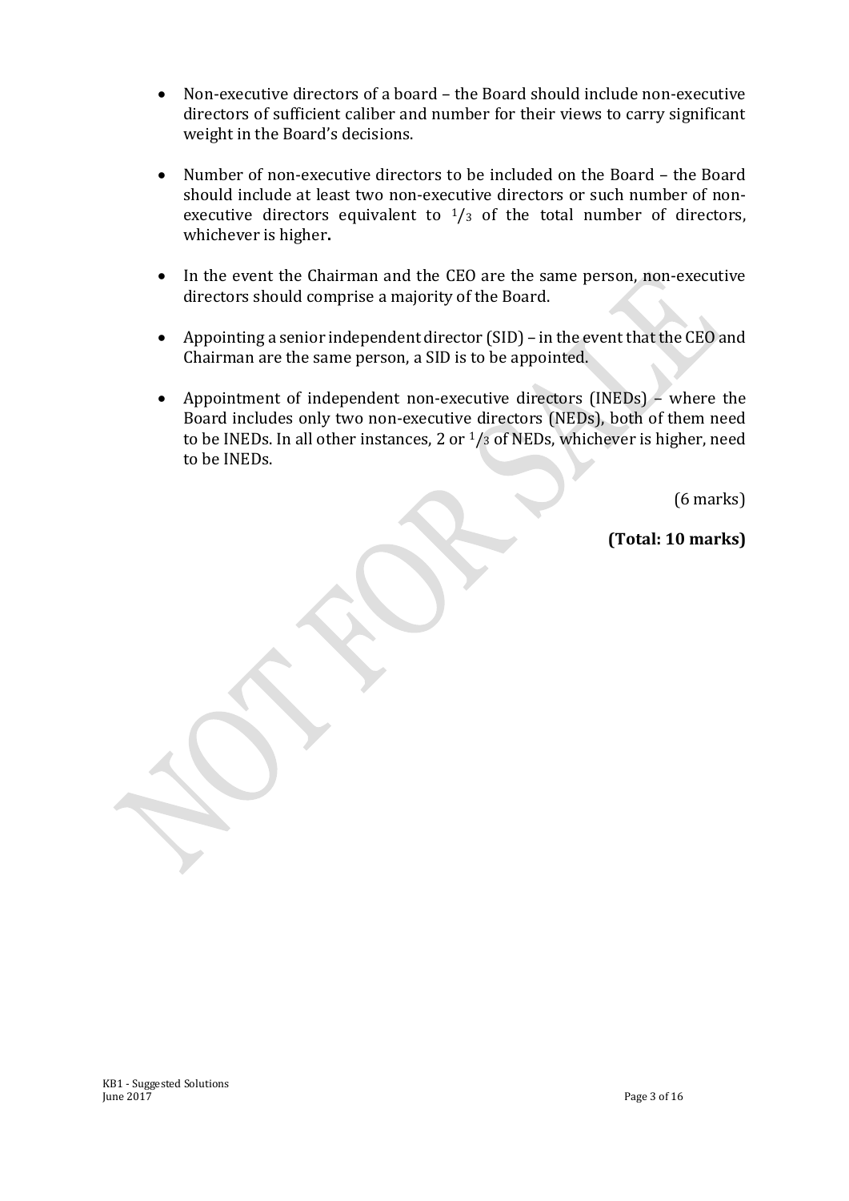- Non-executive directors of a board – the Board should include non-executive directors of sufficient caliber and number for their views to carry significant weight in the Board's decisions.

- Number of non-executive directors to be included on the Board – the Board should include at least two non-executive directors or such number of non-executive directors equivalent to $^{1}/_{3}$ of the total number of directors, whichever is higher**.**

- In the event the Chairman and the CEO are the same person, non-executive directors should comprise a majority of the Board.

- Appointing a senior independent director (SID) – in the event that the CEO and Chairman are the same person, a SID is to be appointed.

- Appointment of independent non-executive directors (INEDs) – where the Board includes only two non-executive directors (NEDs), both of them need to be INEDs. In all other instances, 2 or $^{1}/_{3}$ of NEDs, whichever is higher, need to be INEDs.

(6 marks)

**(Total: 10 marks)**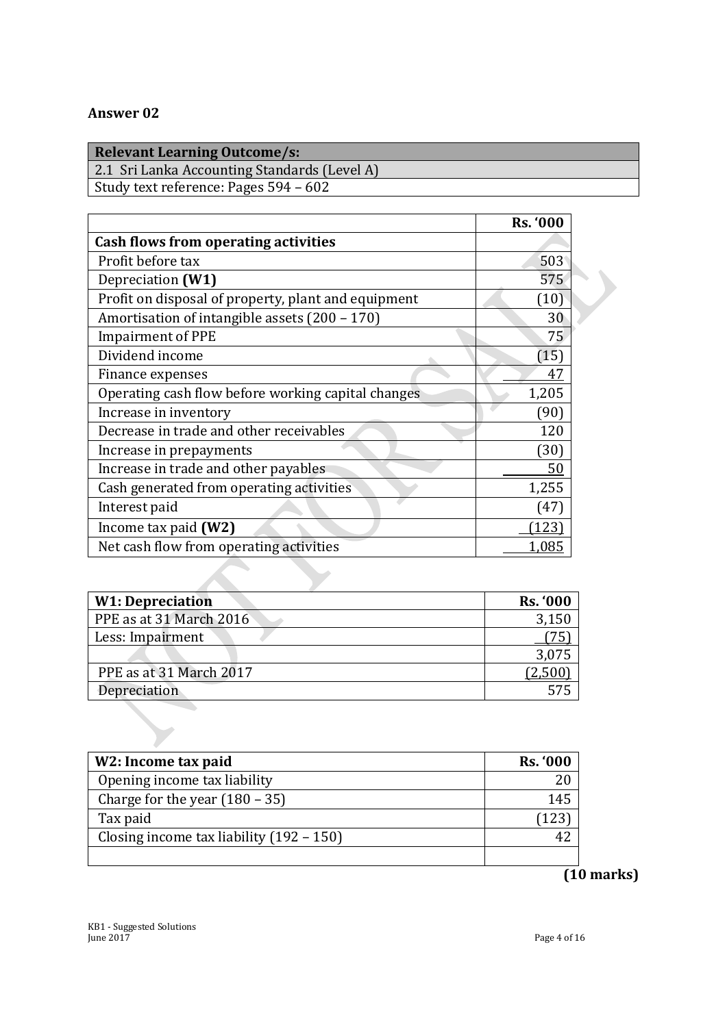## Answer 02

| Relevant Learning Outcome/s: |
|---|
| 2.1 Sri Lanka Accounting Standards (Level A) |
| Study text reference: Pages 594 – 602 |

| | Rs. '000 |
|---|---:|
| **Cash flows from operating activities** | |
| Profit before tax | 503 |
| Depreciation **(W1)** | 575 |
| Profit on disposal of property, plant and equipment | (10) |
| Amortisation of intangible assets (200 – 170) | 30 |
| Impairment of PPE | 75 |
| Dividend income | (15) |
| Finance expenses | 47 |
| Operating cash flow before working capital changes | 1,205 |
| Increase in inventory | (90) |
| Decrease in trade and other receivables | 120 |
| Increase in prepayments | (30) |
| Increase in trade and other payables | 50 |
| Cash generated from operating activities | 1,255 |
| Interest paid | (47) |
| Income tax paid **(W2)** | (123) |
| Net cash flow from operating activities | 1,085 |

| **W1: Depreciation** | **Rs. '000** |
|---|---:|
| PPE as at 31 March 2016 | 3,150 |
| Less: Impairment | (75) |
| | 3,075 |
| PPE as at 31 March 2017 | (2,500) |
| Depreciation | 575 |

| **W2: Income tax paid** | **Rs. '000** |
|---|---:|
| Opening income tax liability | 20 |
| Charge for the year (180 – 35) | 145 |
| Tax paid | (123) |
| Closing income tax liability (192 – 150) | 42 |
| | |

**(10 marks)**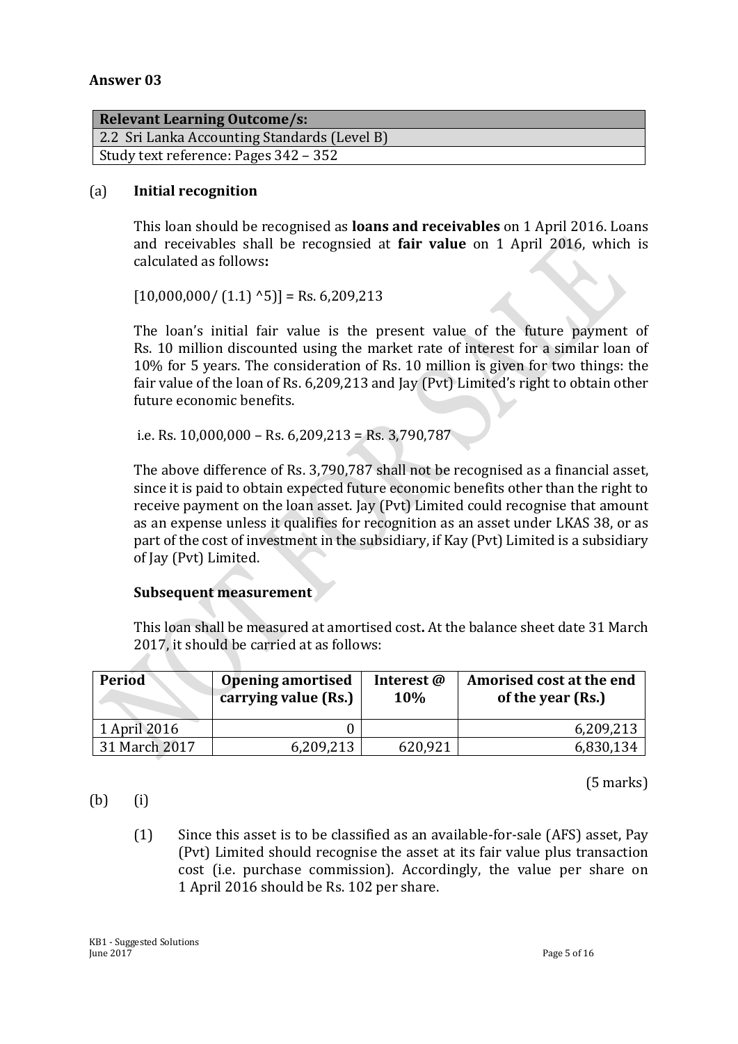## Answer 03

| Relevant Learning Outcome/s: |
|---|
| 2.2 Sri Lanka Accounting Standards (Level B) |
| Study text reference: Pages 342 – 352 |

(a) **Initial recognition**

This loan should be recognised as **loans and receivables** on 1 April 2016. Loans and receivables shall be recognsied at **fair value** on 1 April 2016, which is calculated as follows**:**

[10,000,000/ (1.1) ^5)] = Rs. 6,209,213

The loan's initial fair value is the present value of the future payment of Rs. 10 million discounted using the market rate of interest for a similar loan of 10% for 5 years. The consideration of Rs. 10 million is given for two things: the fair value of the loan of Rs. 6,209,213 and Jay (Pvt) Limited's right to obtain other future economic benefits.

i.e. Rs. 10,000,000 – Rs. 6,209,213 = Rs. 3,790,787

The above difference of Rs. 3,790,787 shall not be recognised as a financial asset, since it is paid to obtain expected future economic benefits other than the right to receive payment on the loan asset. Jay (Pvt) Limited could recognise that amount as an expense unless it qualifies for recognition as an asset under LKAS 38, or as part of the cost of investment in the subsidiary, if Kay (Pvt) Limited is a subsidiary of Jay (Pvt) Limited.

**Subsequent measurement**

This loan shall be measured at amortised cost**.** At the balance sheet date 31 March 2017, it should be carried at as follows:

| Period | Opening amortised carrying value (Rs.) | Interest @ 10% | Amorised cost at the end of the year (Rs.) |
|---|---|---|---|
| 1 April 2016 | 0 | | 6,209,213 |
| 31 March 2017 | 6,209,213 | 620,921 | 6,830,134 |

(5 marks)

(b) (i)

(1) Since this asset is to be classified as an available-for-sale (AFS) asset, Pay (Pvt) Limited should recognise the asset at its fair value plus transaction cost (i.e. purchase commission). Accordingly, the value per share on 1 April 2016 should be Rs. 102 per share.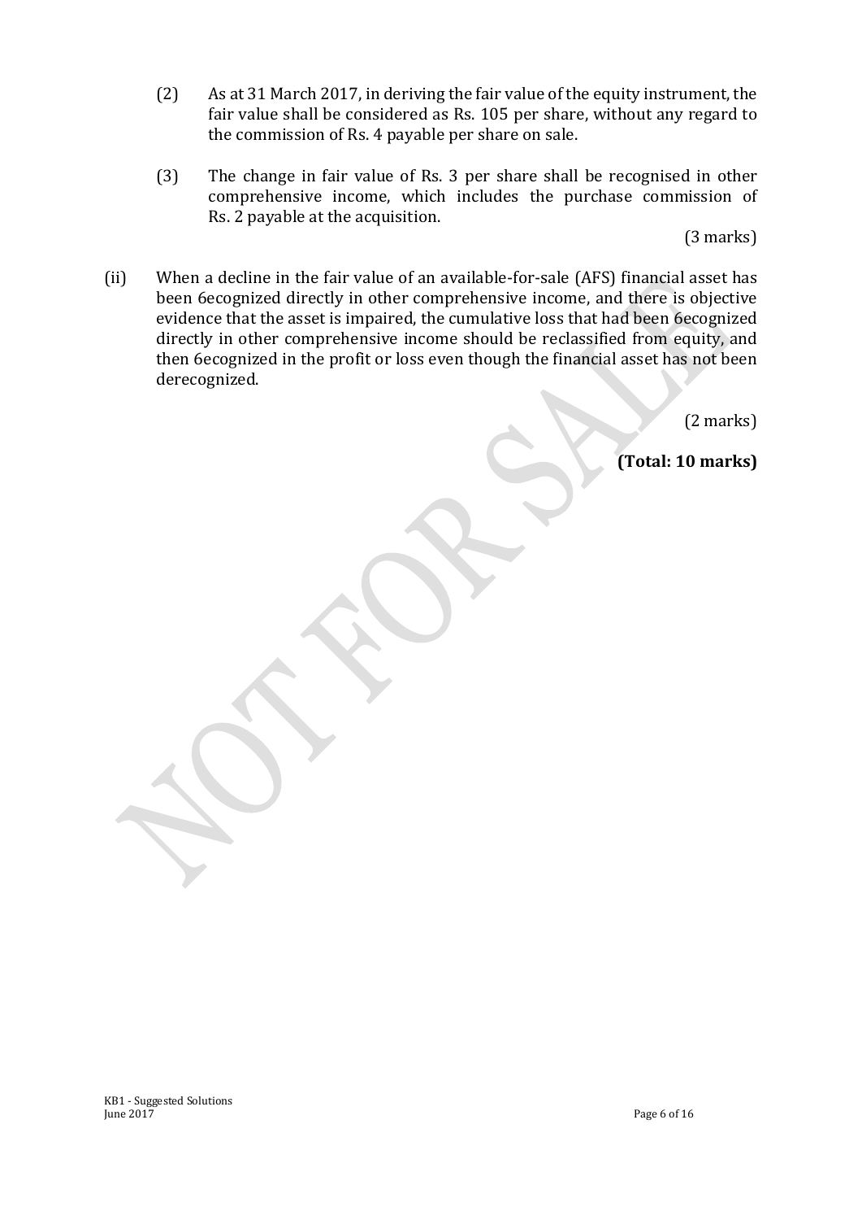(2) As at 31 March 2017, in deriving the fair value of the equity instrument, the fair value shall be considered as Rs. 105 per share, without any regard to the commission of Rs. 4 payable per share on sale.

(3) The change in fair value of Rs. 3 per share shall be recognised in other comprehensive income, which includes the purchase commission of Rs. 2 payable at the acquisition.

(3 marks)

(ii) When a decline in the fair value of an available-for-sale (AFS) financial asset has been 6ecognized directly in other comprehensive income, and there is objective evidence that the asset is impaired, the cumulative loss that had been 6ecognized directly in other comprehensive income should be reclassified from equity, and then 6ecognized in the profit or loss even though the financial asset has not been derecognized.

(2 marks)

**(Total: 10 marks)**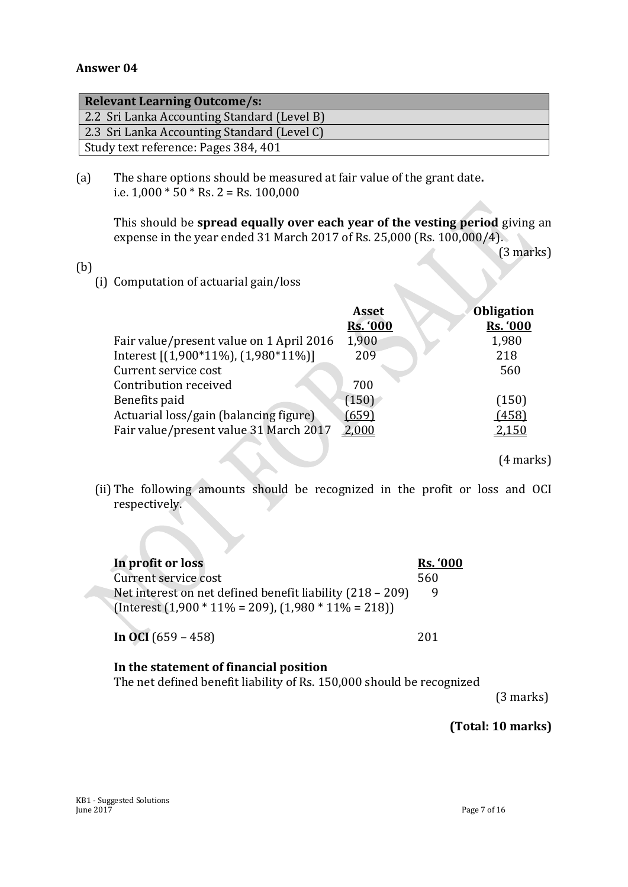**Answer 04**

| Relevant Learning Outcome/s: |
|---|
| 2.2 Sri Lanka Accounting Standard (Level B) |
| 2.3 Sri Lanka Accounting Standard (Level C) |
| Study text reference: Pages 384, 401 |

(a) The share options should be measured at fair value of the grant date**.**
i.e. 1,000 * 50 * Rs. 2 = Rs. 100,000

This should be **spread equally over each year of the vesting period** giving an expense in the year ended 31 March 2017 of Rs. 25,000 (Rs. 100,000/4).

(3 marks)

(b)

(i) Computation of actuarial gain/loss

| | Asset<br>Rs. '000 | Obligation<br>Rs. '000 |
|---|---|---|
| Fair value/present value on 1 April 2016 | 1,900 | 1,980 |
| Interest [(1,900*11%), (1,980*11%)] | 209 | 218 |
| Current service cost | | 560 |
| Contribution received | 700 | |
| Benefits paid | (150) | (150) |
| Actuarial loss/gain (balancing figure) | (659) | (458) |
| Fair value/present value 31 March 2017 | 2,000 | 2,150 |

(4 marks)

(ii) The following amounts should be recognized in the profit or loss and OCI respectively.

| **In profit or loss** | **Rs. '000** |
|---|---|
| Current service cost | 560 |
| Net interest on net defined benefit liability (218 – 209)<br>(Interest (1,900 * 11% = 209), (1,980 * 11% = 218)) | 9 |
| **In OCI** (659 – 458) | 201 |

**In the statement of financial position**

The net defined benefit liability of Rs. 150,000 should be recognized

(3 marks)

**(Total: 10 marks)**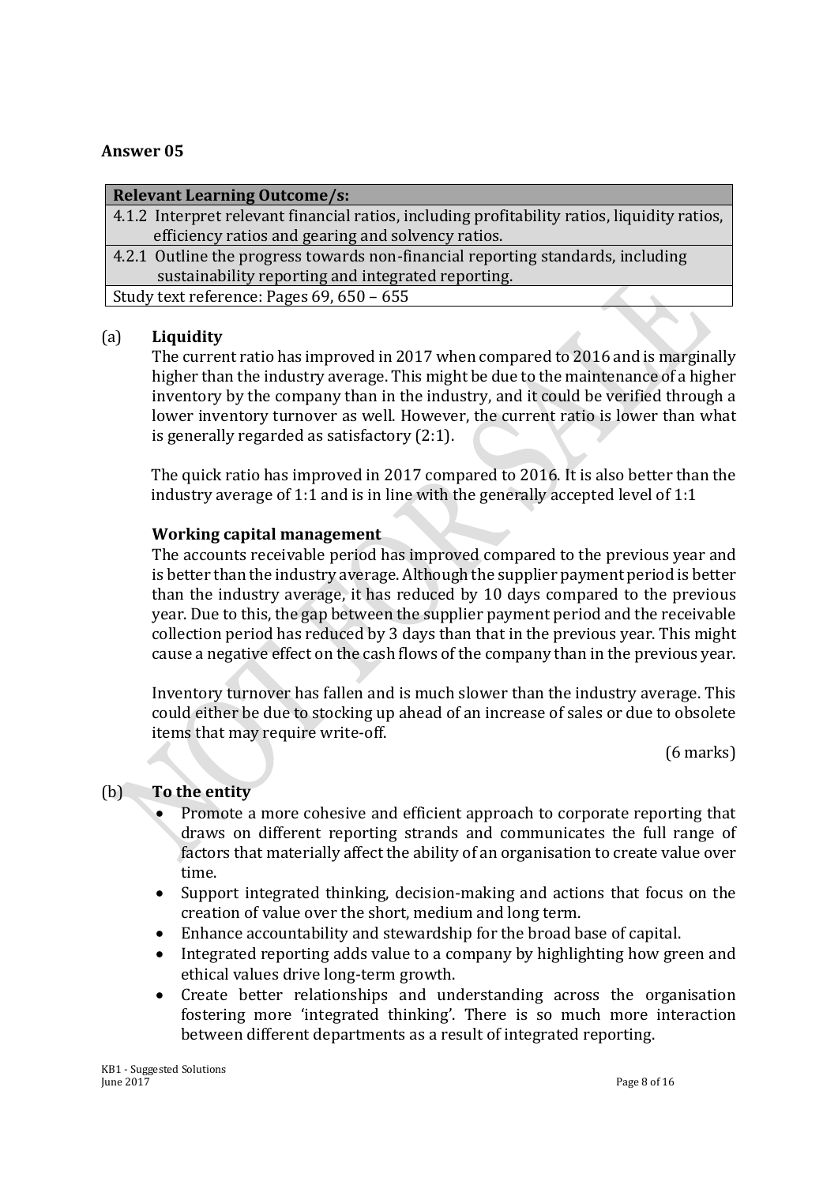## Answer 05

| Relevant Learning Outcome/s: |
|---|
| 4.1.2 Interpret relevant financial ratios, including profitability ratios, liquidity ratios, efficiency ratios and gearing and solvency ratios. |
| 4.2.1 Outline the progress towards non-financial reporting standards, including sustainability reporting and integrated reporting. |
| Study text reference: Pages 69, 650 – 655 |

(a) **Liquidity**

The current ratio has improved in 2017 when compared to 2016 and is marginally higher than the industry average. This might be due to the maintenance of a higher inventory by the company than in the industry, and it could be verified through a lower inventory turnover as well. However, the current ratio is lower than what is generally regarded as satisfactory (2:1).

The quick ratio has improved in 2017 compared to 2016. It is also better than the industry average of 1:1 and is in line with the generally accepted level of 1:1

**Working capital management**

The accounts receivable period has improved compared to the previous year and is better than the industry average. Although the supplier payment period is better than the industry average, it has reduced by 10 days compared to the previous year. Due to this, the gap between the supplier payment period and the receivable collection period has reduced by 3 days than that in the previous year. This might cause a negative effect on the cash flows of the company than in the previous year.

Inventory turnover has fallen and is much slower than the industry average. This could either be due to stocking up ahead of an increase of sales or due to obsolete items that may require write-off.

(6 marks)

(b) **To the entity**

- Promote a more cohesive and efficient approach to corporate reporting that draws on different reporting strands and communicates the full range of factors that materially affect the ability of an organisation to create value over time.
- Support integrated thinking, decision-making and actions that focus on the creation of value over the short, medium and long term.
- Enhance accountability and stewardship for the broad base of capital.
- Integrated reporting adds value to a company by highlighting how green and ethical values drive long-term growth.
- Create better relationships and understanding across the organisation fostering more 'integrated thinking'. There is so much more interaction between different departments as a result of integrated reporting.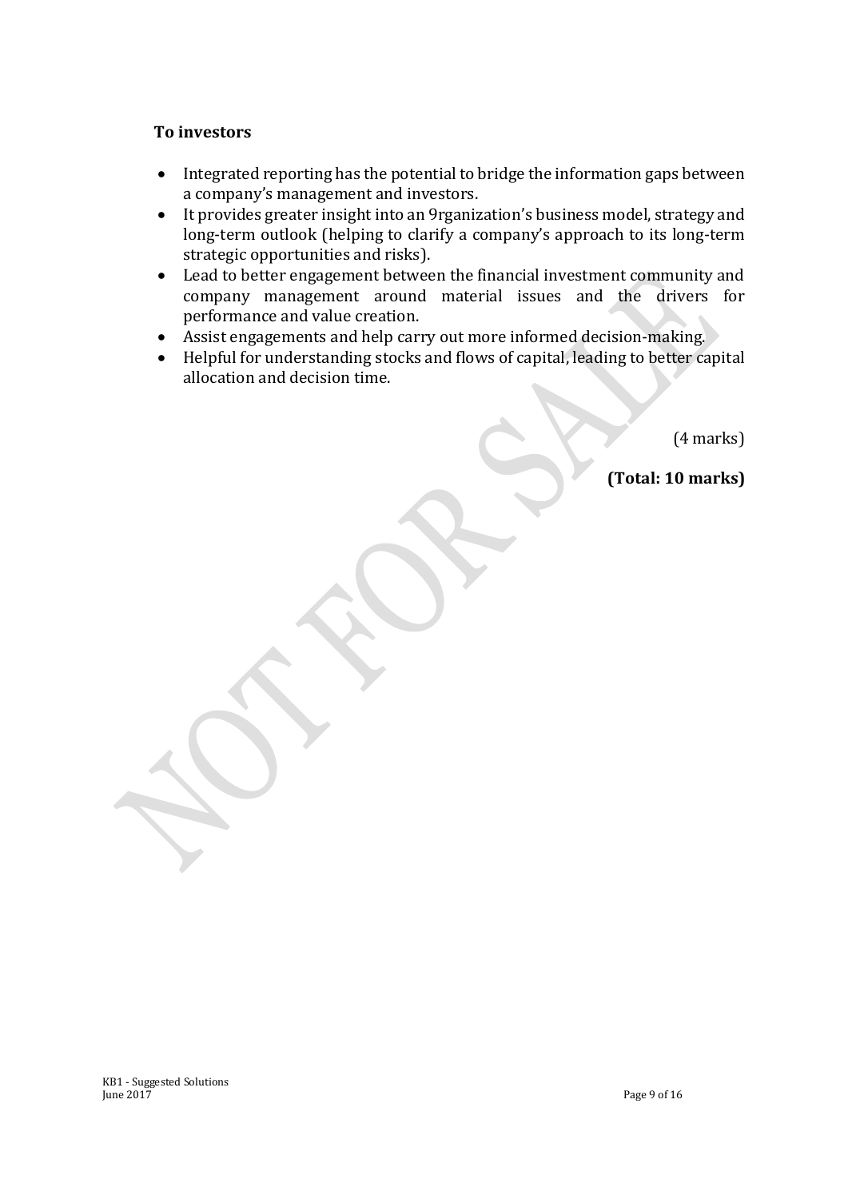**To investors**

- Integrated reporting has the potential to bridge the information gaps between a company's management and investors.
- It provides greater insight into an 9rganization's business model, strategy and long-term outlook (helping to clarify a company's approach to its long-term strategic opportunities and risks).
- Lead to better engagement between the financial investment community and company management around material issues and the drivers for performance and value creation.
- Assist engagements and help carry out more informed decision-making.
- Helpful for understanding stocks and flows of capital, leading to better capital allocation and decision time.

(4 marks)

**(Total: 10 marks)**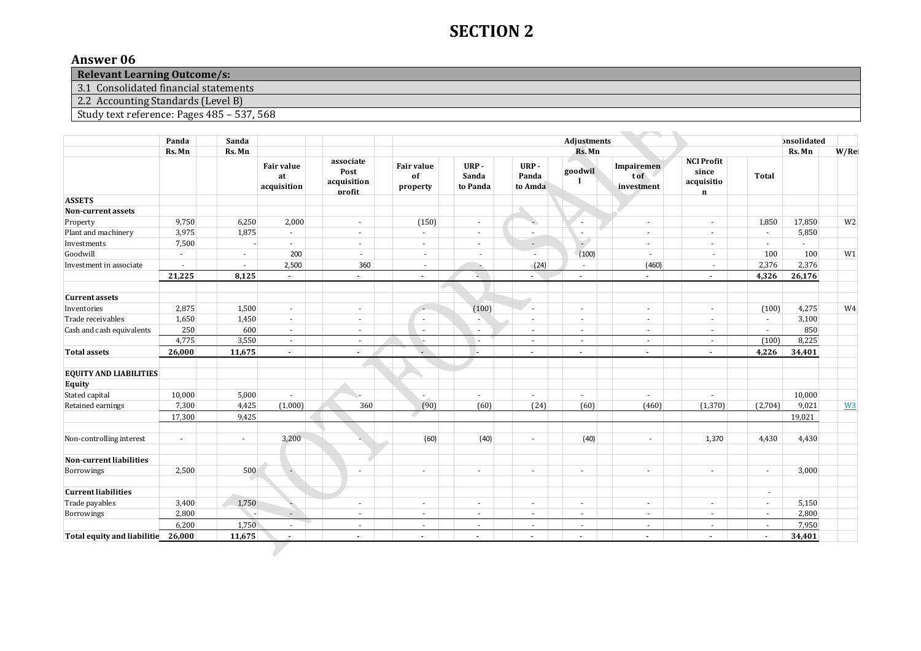# SECTION 2

## Answer 06

| Relevant Learning Outcome/s: |
|---|
| 3.1 Consolidated financial statements |
| 2.2 Accounting Standards (Level B) |
| Study text reference: Pages 485 – 537, 568 |

| | Panda | Sanda | | | Adjustments | | | | | | | onsolidated | W/Re |
|---|---|---|---|---|---|---|---|---|---|---|---|---|---|
| | Rs. Mn | Rs. Mn | | | Rs. Mn | | | | | | | Rs. Mn | |
| | | | Fair value at acquisition | associate Post acquisition profit | Fair value of property | URP - Sanda to Panda | URP - Panda to Amda | goodwill | Impairement of investment | NCI Profit since acquisition | Total | | |
| **ASSETS** | | | | | | | | | | | | | |
| **Non-current assets** | | | | | | | | | | | | | |
| Property | 9,750 | 6,250 | 2,000 | - | (150) | - | - | - | - | - | 1,850 | 17,850 | W2 |
| Plant and machinery | 3,975 | 1,875 | - | - | - | - | - | - | - | - | - | 5,850 | |
| Investments | 7,500 | - | - | - | - | - | - | - | - | - | - | - | |
| Goodwill | - | - | 200 | - | - | - | - | (100) | - | - | 100 | 100 | W1 |
| Investment in associate | - | - | 2,500 | 360 | - | - | (24) | - | (460) | - | 2,376 | 2,376 | |
| | **21,225** | **8,125** | **-** | **-** | **-** | **-** | **-** | **-** | **-** | **-** | **4,326** | **26,176** | |
| **Current assets** | | | | | | | | | | | | | |
| Inventories | 2,875 | 1,500 | - | - | - | (100) | - | - | - | - | (100) | 4,275 | W4 |
| Trade receivables | 1,650 | 1,450 | - | - | - | - | - | - | - | - | - | 3,100 | |
| Cash and cash equivalents | 250 | 600 | - | - | - | - | - | - | - | - | - | 850 | |
| | 4,775 | 3,550 | - | - | - | - | - | - | - | - | (100) | 8,225 | |
| **Total assets** | **26,000** | **11,675** | **-** | **-** | **-** | **-** | **-** | **-** | **-** | **-** | **4,226** | **34,401** | |
| **EQUITY AND LIABILITIES** | | | | | | | | | | | | | |
| **Equity** | | | | | | | | | | | | | |
| Stated capital | 10,000 | 5,000 | - | - | - | - | - | - | - | - | | 10,000 | |
| Retained earnings | 7,300 | 4,425 | (1,000) | 360 | (90) | (60) | (24) | (60) | (460) | (1,370) | (2,704) | 9,021 | W3 |
| | 17,300 | 9,425 | | | | | | | | | | 19,021 | |
| Non-controlling interest | - | - | 3,200 | - | (60) | (40) | - | (40) | - | 1,370 | 4,430 | 4,430 | |
| **Non-current liabilities** | | | | | | | | | | | | | |
| Borrowings | 2,500 | 500 | - | - | - | - | - | - | - | - | - | 3,000 | |
| **Current liabilities** | | | | | | | | | | | - | | |
| Trade payables | 3,400 | 1,750 | - | - | - | - | - | - | - | - | - | 5,150 | |
| Borrowings | 2,800 | - | - | - | - | - | - | - | - | - | - | 2,800 | |
| | 6,200 | 1,750 | - | - | - | - | - | - | - | - | - | 7,950 | |
| **Total equity and liabilitie** | **26,000** | **11,675** | **-** | **-** | **-** | **-** | **-** | **-** | **-** | **-** | **-** | **34,401** | |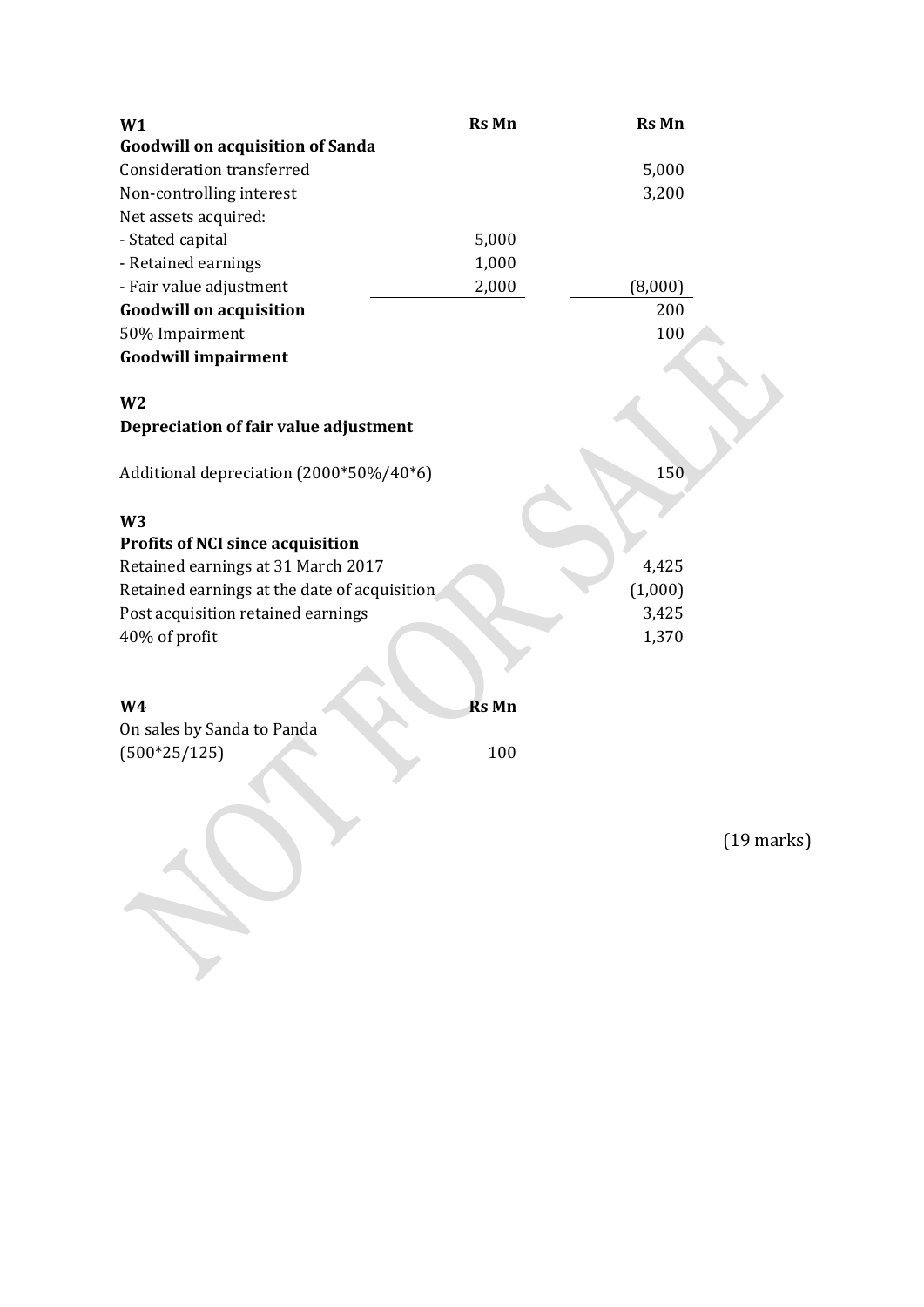| **W1** | **Rs Mn** | **Rs Mn** |
|---|---|---|
| **Goodwill on acquisition of Sanda** | | |
| Consideration transferred | | 5,000 |
| Non-controlling interest | | 3,200 |
| Net assets acquired: | | |
| - Stated capital | 5,000 | |
| - Retained earnings | 1,000 | |
| - Fair value adjustment | 2,000 | (8,000) |
| **Goodwill on acquisition** | | 200 |
| 50% Impairment | | 100 |
| **Goodwill impairment** | | |

**W2**

**Depreciation of fair value adjustment**

| | |
|---|---|
| Additional depreciation (2000*50%/40*6) | 150 |

**W3**

| **Profits of NCI since acquisition** | |
|---|---|
| Retained earnings at 31 March 2017 | 4,425 |
| Retained earnings at the date of acquisition | (1,000) |
| Post acquisition retained earnings | 3,425 |
| 40% of profit | 1,370 |

| **W4** | **Rs Mn** |
|---|---|
| On sales by Sanda to Panda | |
| (500*25/125) | 100 |

(19 marks)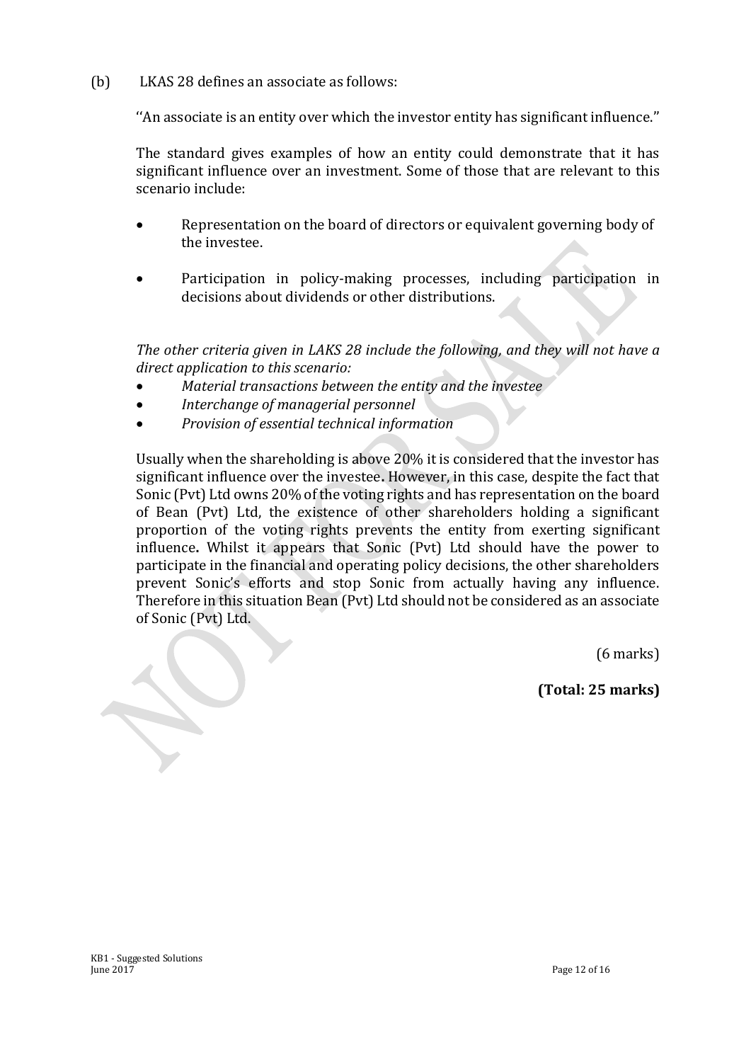(b) LKAS 28 defines an associate as follows:

''An associate is an entity over which the investor entity has significant influence."

The standard gives examples of how an entity could demonstrate that it has significant influence over an investment. Some of those that are relevant to this scenario include:

- Representation on the board of directors or equivalent governing body of the investee.
- Participation in policy-making processes, including participation in decisions about dividends or other distributions.

*The other criteria given in LAKS 28 include the following, and they will not have a direct application to this scenario:*

- *Material transactions between the entity and the investee*
- *Interchange of managerial personnel*
- *Provision of essential technical information*

Usually when the shareholding is above 20% it is considered that the investor has significant influence over the investee**.** However, in this case, despite the fact that Sonic (Pvt) Ltd owns 20% of the voting rights and has representation on the board of Bean (Pvt) Ltd, the existence of other shareholders holding a significant proportion of the voting rights prevents the entity from exerting significant influence**.** Whilst it appears that Sonic (Pvt) Ltd should have the power to participate in the financial and operating policy decisions, the other shareholders prevent Sonic's efforts and stop Sonic from actually having any influence. Therefore in this situation Bean (Pvt) Ltd should not be considered as an associate of Sonic (Pvt) Ltd.

(6 marks)

**(Total: 25 marks)**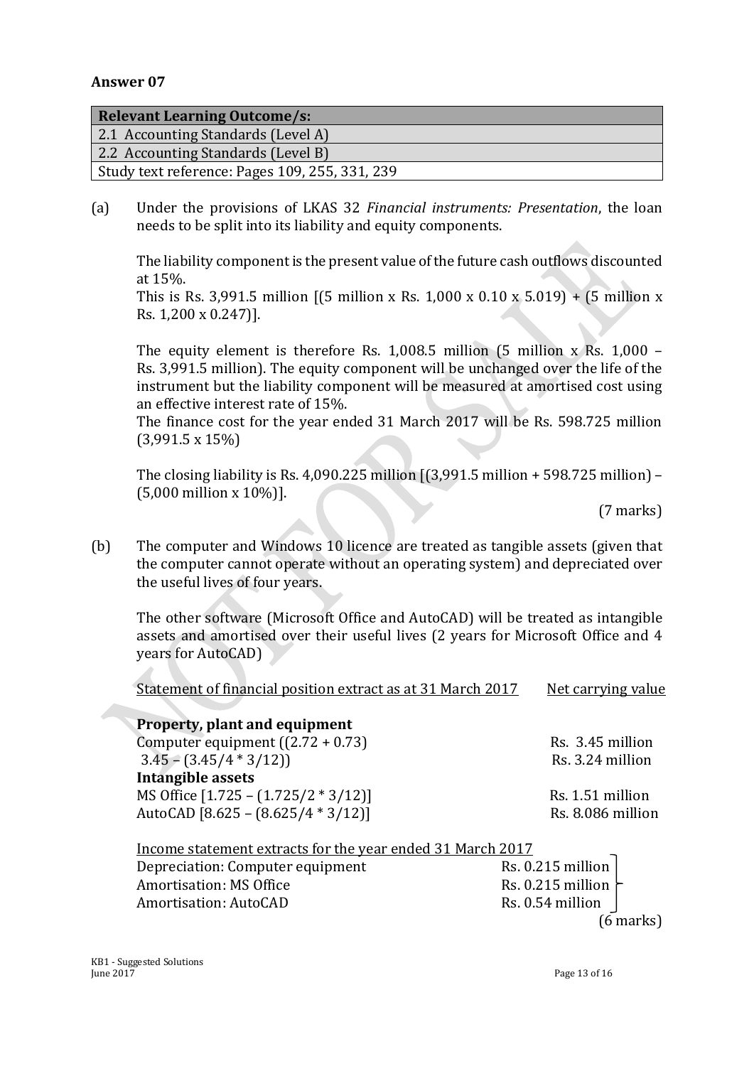## Answer 07

| Relevant Learning Outcome/s: |
|---|
| 2.1 Accounting Standards (Level A) |
| 2.2 Accounting Standards (Level B) |
| Study text reference: Pages 109, 255, 331, 239 |

(a) Under the provisions of LKAS 32 *Financial instruments: Presentation*, the loan needs to be split into its liability and equity components.

The liability component is the present value of the future cash outflows discounted at 15%.
This is Rs. 3,991.5 million [(5 million x Rs. 1,000 x 0.10 x 5.019) + (5 million x Rs. 1,200 x 0.247)].

The equity element is therefore Rs. 1,008.5 million (5 million x Rs. 1,000 – Rs. 3,991.5 million). The equity component will be unchanged over the life of the instrument but the liability component will be measured at amortised cost using an effective interest rate of 15%.
The finance cost for the year ended 31 March 2017 will be Rs. 598.725 million (3,991.5 x 15%)

The closing liability is Rs. 4,090.225 million [(3,991.5 million + 598.725 million) – (5,000 million x 10%)].

(7 marks)

(b) The computer and Windows 10 licence are treated as tangible assets (given that the computer cannot operate without an operating system) and depreciated over the useful lives of four years.

The other software (Microsoft Office and AutoCAD) will be treated as intangible assets and amortised over their useful lives (2 years for Microsoft Office and 4 years for AutoCAD)

| Statement of financial position extract as at 31 March 2017 | Net carrying value |
|---|---|
| **Property, plant and equipment** | |
| Computer equipment ((2.72 + 0.73) | Rs. 3.45 million |
| 3.45 – (3.45/4 * 3/12)) | Rs. 3.24 million |
| **Intangible assets** | |
| MS Office [1.725 – (1.725/2 * 3/12)] | Rs. 1.51 million |
| AutoCAD [8.625 – (8.625/4 * 3/12)] | Rs. 8.086 million |

| Income statement extracts for the year ended 31 March 2017 | |
|---|---|
| Depreciation: Computer equipment | Rs. 0.215 million |
| Amortisation: MS Office | Rs. 0.215 million |
| Amortisation: AutoCAD | Rs. 0.54 million |

(6 marks)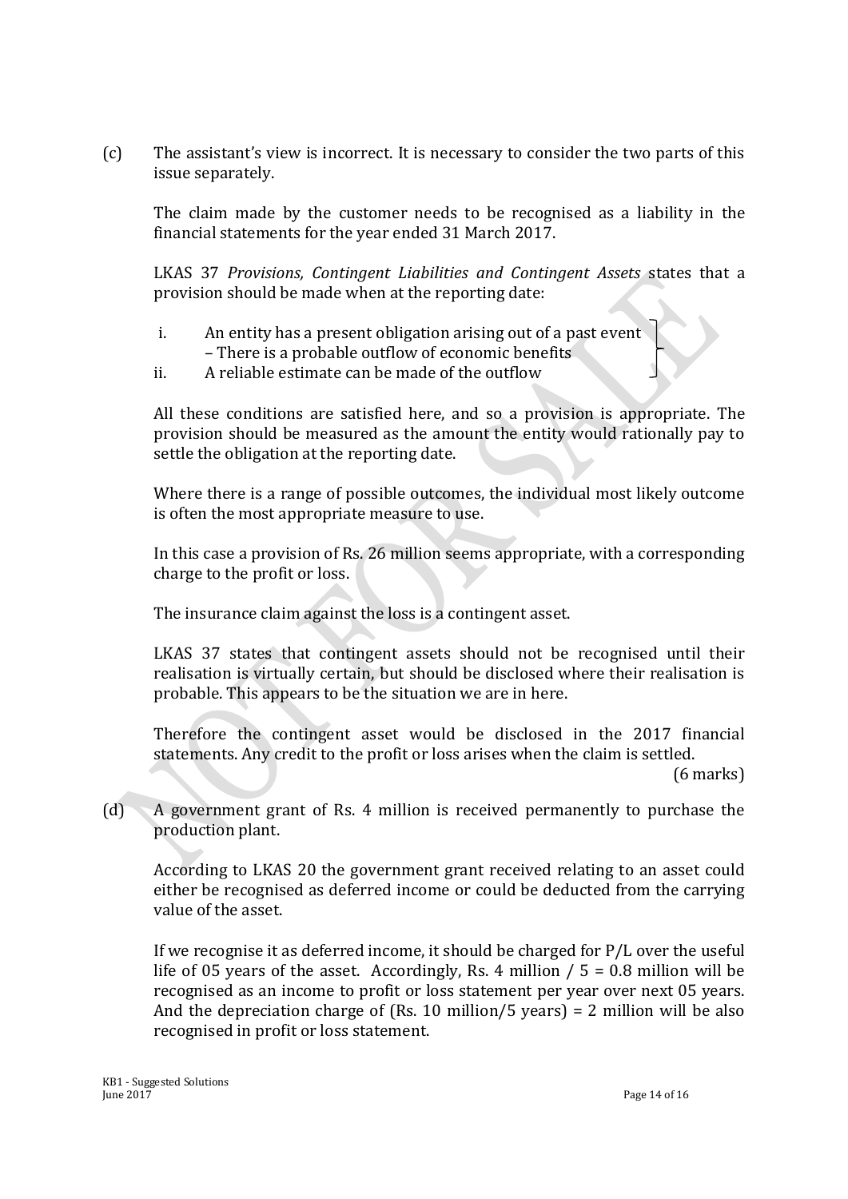(c) The assistant's view is incorrect. It is necessary to consider the two parts of this issue separately.

The claim made by the customer needs to be recognised as a liability in the financial statements for the year ended 31 March 2017.

LKAS 37 *Provisions, Contingent Liabilities and Contingent Assets* states that a provision should be made when at the reporting date:

i. An entity has a present obligation arising out of a past event
   – There is a probable outflow of economic benefits
ii. A reliable estimate can be made of the outflow

All these conditions are satisfied here, and so a provision is appropriate. The provision should be measured as the amount the entity would rationally pay to settle the obligation at the reporting date.

Where there is a range of possible outcomes, the individual most likely outcome is often the most appropriate measure to use.

In this case a provision of Rs. 26 million seems appropriate, with a corresponding charge to the profit or loss.

The insurance claim against the loss is a contingent asset.

LKAS 37 states that contingent assets should not be recognised until their realisation is virtually certain, but should be disclosed where their realisation is probable. This appears to be the situation we are in here.

Therefore the contingent asset would be disclosed in the 2017 financial statements. Any credit to the profit or loss arises when the claim is settled.

(6 marks)

(d) A government grant of Rs. 4 million is received permanently to purchase the production plant.

According to LKAS 20 the government grant received relating to an asset could either be recognised as deferred income or could be deducted from the carrying value of the asset.

If we recognise it as deferred income, it should be charged for P/L over the useful life of 05 years of the asset. Accordingly, Rs. 4 million / 5 = 0.8 million will be recognised as an income to profit or loss statement per year over next 05 years. And the depreciation charge of (Rs. 10 million/5 years) = 2 million will be also recognised in profit or loss statement.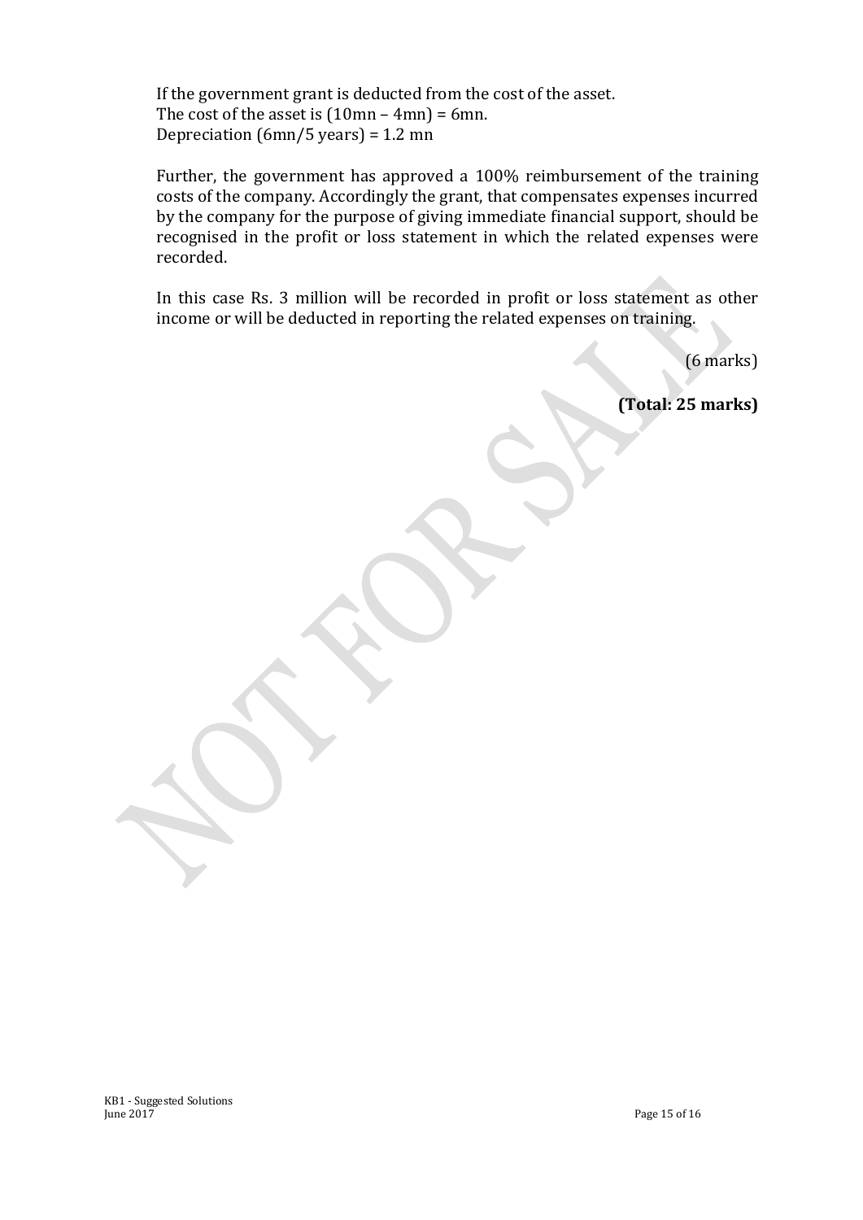If the government grant is deducted from the cost of the asset.
The cost of the asset is (10mn – 4mn) = 6mn.
Depreciation (6mn/5 years) = 1.2 mn

Further, the government has approved a 100% reimbursement of the training costs of the company. Accordingly the grant, that compensates expenses incurred by the company for the purpose of giving immediate financial support, should be recognised in the profit or loss statement in which the related expenses were recorded.

In this case Rs. 3 million will be recorded in profit or loss statement as other income or will be deducted in reporting the related expenses on training.

(6 marks)

**(Total: 25 marks)**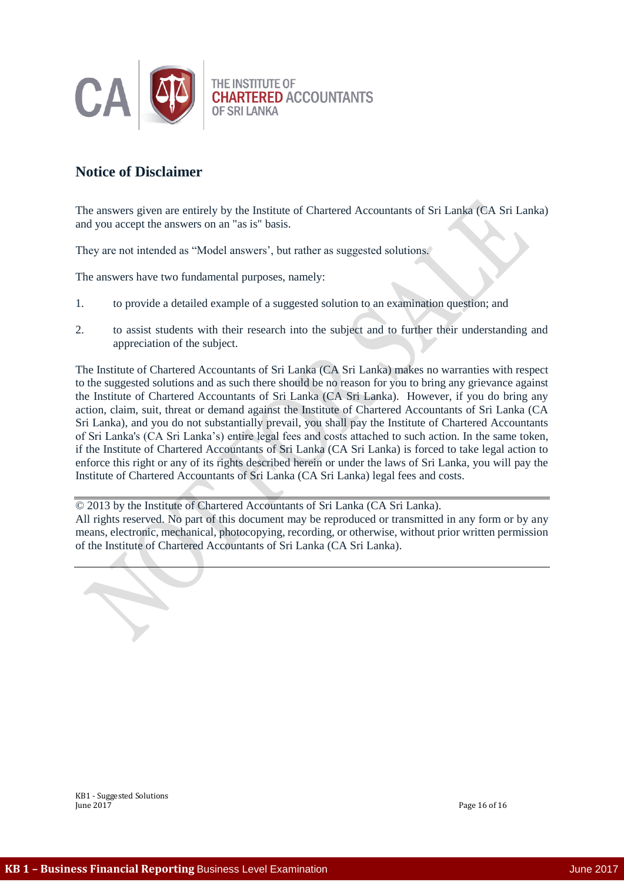# Notice of Disclaimer

The answers given are entirely by the Institute of Chartered Accountants of Sri Lanka (CA Sri Lanka) and you accept the answers on an "as is" basis.

They are not intended as "Model answers', but rather as suggested solutions.

The answers have two fundamental purposes, namely:

1. to provide a detailed example of a suggested solution to an examination question; and

2. to assist students with their research into the subject and to further their understanding and appreciation of the subject.

The Institute of Chartered Accountants of Sri Lanka (CA Sri Lanka) makes no warranties with respect to the suggested solutions and as such there should be no reason for you to bring any grievance against the Institute of Chartered Accountants of Sri Lanka (CA Sri Lanka). However, if you do bring any action, claim, suit, threat or demand against the Institute of Chartered Accountants of Sri Lanka (CA Sri Lanka), and you do not substantially prevail, you shall pay the Institute of Chartered Accountants of Sri Lanka's (CA Sri Lanka's) entire legal fees and costs attached to such action. In the same token, if the Institute of Chartered Accountants of Sri Lanka (CA Sri Lanka) is forced to take legal action to enforce this right or any of its rights described herein or under the laws of Sri Lanka, you will pay the Institute of Chartered Accountants of Sri Lanka (CA Sri Lanka) legal fees and costs.

---

© 2013 by the Institute of Chartered Accountants of Sri Lanka (CA Sri Lanka).
All rights reserved. No part of this document may be reproduced or transmitted in any form or by any means, electronic, mechanical, photocopying, recording, or otherwise, without prior written permission of the Institute of Chartered Accountants of Sri Lanka (CA Sri Lanka).

---